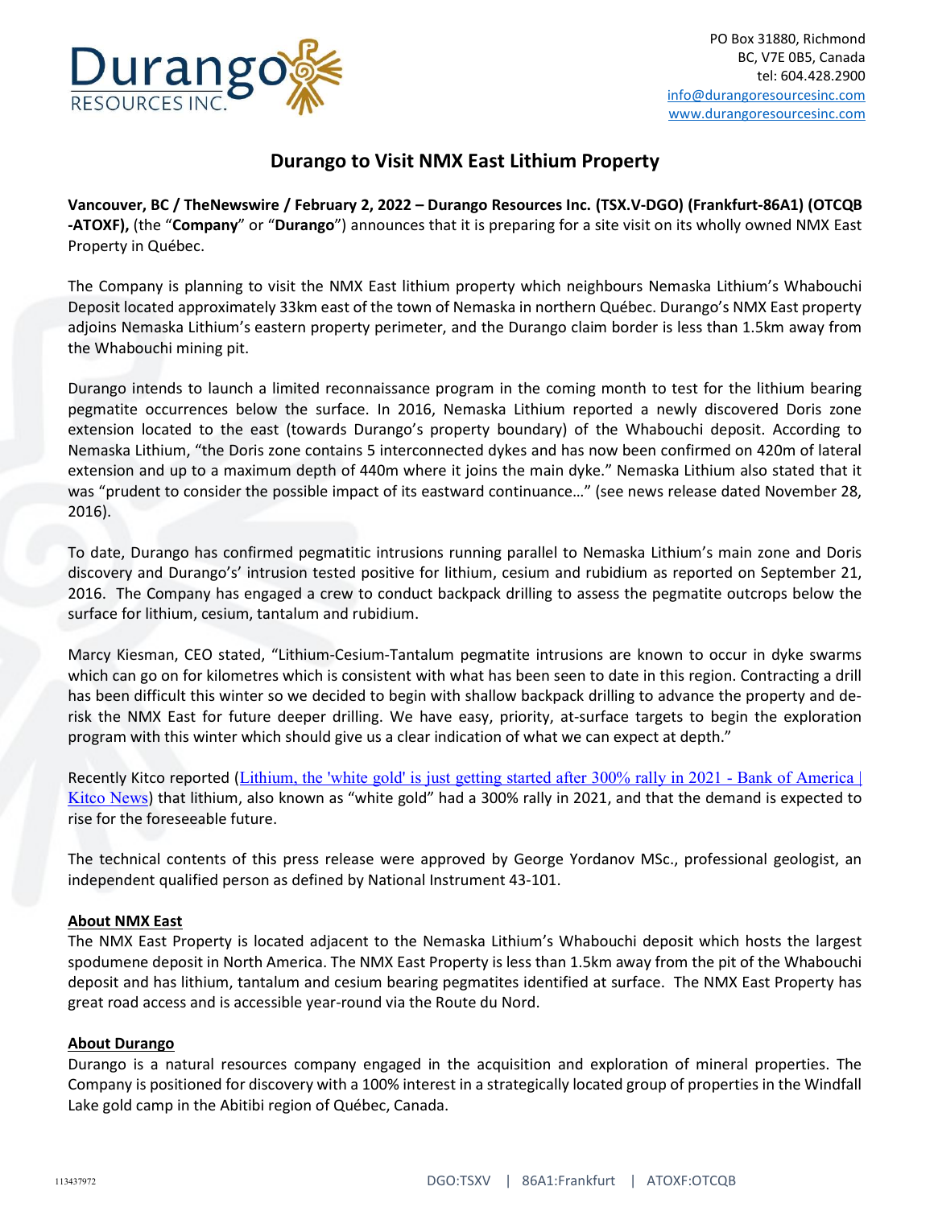Durango RESOURCES INC.

PO Box 31880, Richmond
BC, V7E 0B5, Canada
tel: 604.428.2900
info@durangoresourcesinc.com
www.durangoresourcesinc.com

# Durango to Visit NMX East Lithium Property

**Vancouver, BC / TheNewswire / February 2, 2022 – Durango Resources Inc. (TSX.V-DGO) (Frankfurt-86A1) (OTCQB -ATOXF),** (the "**Company**" or "**Durango**") announces that it is preparing for a site visit on its wholly owned NMX East Property in Québec.

The Company is planning to visit the NMX East lithium property which neighbours Nemaska Lithium's Whabouchi Deposit located approximately 33km east of the town of Nemaska in northern Québec. Durango's NMX East property adjoins Nemaska Lithium's eastern property perimeter, and the Durango claim border is less than 1.5km away from the Whabouchi mining pit.

Durango intends to launch a limited reconnaissance program in the coming month to test for the lithium bearing pegmatite occurrences below the surface. In 2016, Nemaska Lithium reported a newly discovered Doris zone extension located to the east (towards Durango's property boundary) of the Whabouchi deposit. According to Nemaska Lithium, "the Doris zone contains 5 interconnected dykes and has now been confirmed on 420m of lateral extension and up to a maximum depth of 440m where it joins the main dyke." Nemaska Lithium also stated that it was "prudent to consider the possible impact of its eastward continuance…" (see news release dated November 28, 2016).

To date, Durango has confirmed pegmatitic intrusions running parallel to Nemaska Lithium's main zone and Doris discovery and Durango's' intrusion tested positive for lithium, cesium and rubidium as reported on September 21, 2016. The Company has engaged a crew to conduct backpack drilling to assess the pegmatite outcrops below the surface for lithium, cesium, tantalum and rubidium.

Marcy Kiesman, CEO stated, "Lithium-Cesium-Tantalum pegmatite intrusions are known to occur in dyke swarms which can go on for kilometres which is consistent with what has been seen to date in this region. Contracting a drill has been difficult this winter so we decided to begin with shallow backpack drilling to advance the property and de-risk the NMX East for future deeper drilling. We have easy, priority, at-surface targets to begin the exploration program with this winter which should give us a clear indication of what we can expect at depth."

Recently Kitco reported (Lithium, the 'white gold' is just getting started after 300% rally in 2021 - Bank of America | Kitco News) that lithium, also known as "white gold" had a 300% rally in 2021, and that the demand is expected to rise for the foreseeable future.

The technical contents of this press release were approved by George Yordanov MSc., professional geologist, an independent qualified person as defined by National Instrument 43-101.

**About NMX East**

The NMX East Property is located adjacent to the Nemaska Lithium's Whabouchi deposit which hosts the largest spodumene deposit in North America. The NMX East Property is less than 1.5km away from the pit of the Whabouchi deposit and has lithium, tantalum and cesium bearing pegmatites identified at surface. The NMX East Property has great road access and is accessible year-round via the Route du Nord.

**About Durango**

Durango is a natural resources company engaged in the acquisition and exploration of mineral properties. The Company is positioned for discovery with a 100% interest in a strategically located group of properties in the Windfall Lake gold camp in the Abitibi region of Québec, Canada.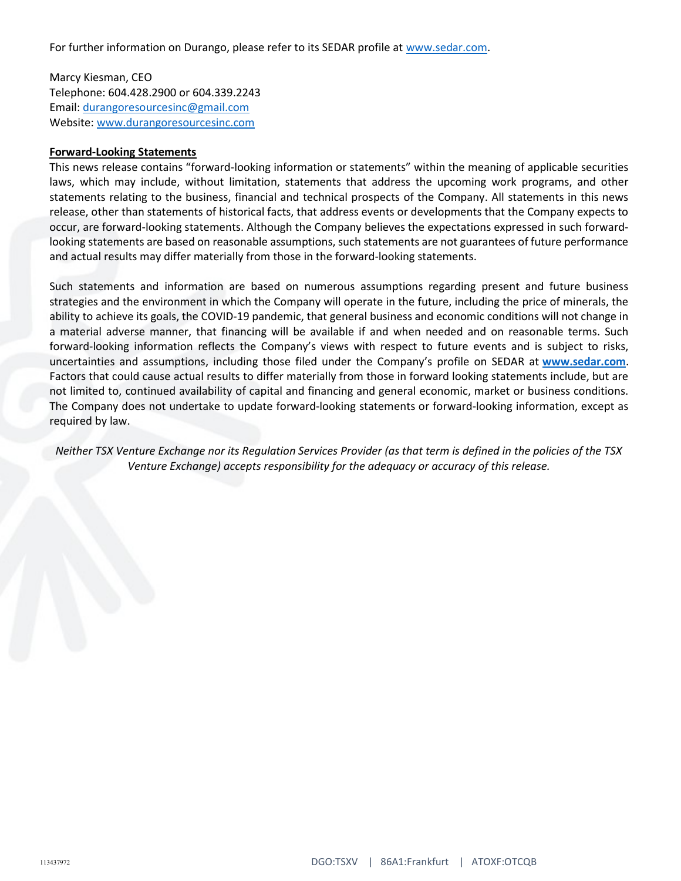For further information on Durango, please refer to its SEDAR profile at www.sedar.com.

Marcy Kiesman, CEO
Telephone: 604.428.2900 or 604.339.2243
Email: durangoresourcesinc@gmail.com
Website: www.durangoresourcesinc.com

**Forward-Looking Statements**

This news release contains "forward-looking information or statements" within the meaning of applicable securities laws, which may include, without limitation, statements that address the upcoming work programs, and other statements relating to the business, financial and technical prospects of the Company. All statements in this news release, other than statements of historical facts, that address events or developments that the Company expects to occur, are forward-looking statements. Although the Company believes the expectations expressed in such forward-looking statements are based on reasonable assumptions, such statements are not guarantees of future performance and actual results may differ materially from those in the forward-looking statements.

Such statements and information are based on numerous assumptions regarding present and future business strategies and the environment in which the Company will operate in the future, including the price of minerals, the ability to achieve its goals, the COVID-19 pandemic, that general business and economic conditions will not change in a material adverse manner, that financing will be available if and when needed and on reasonable terms. Such forward-looking information reflects the Company's views with respect to future events and is subject to risks, uncertainties and assumptions, including those filed under the Company's profile on SEDAR at **www.sedar.com**. Factors that could cause actual results to differ materially from those in forward looking statements include, but are not limited to, continued availability of capital and financing and general economic, market or business conditions. The Company does not undertake to update forward-looking statements or forward-looking information, except as required by law.

*Neither TSX Venture Exchange nor its Regulation Services Provider (as that term is defined in the policies of the TSX Venture Exchange) accepts responsibility for the adequacy or accuracy of this release.*

113437972

DGO:TSXV | 86A1:Frankfurt | ATOXF:OTCQB